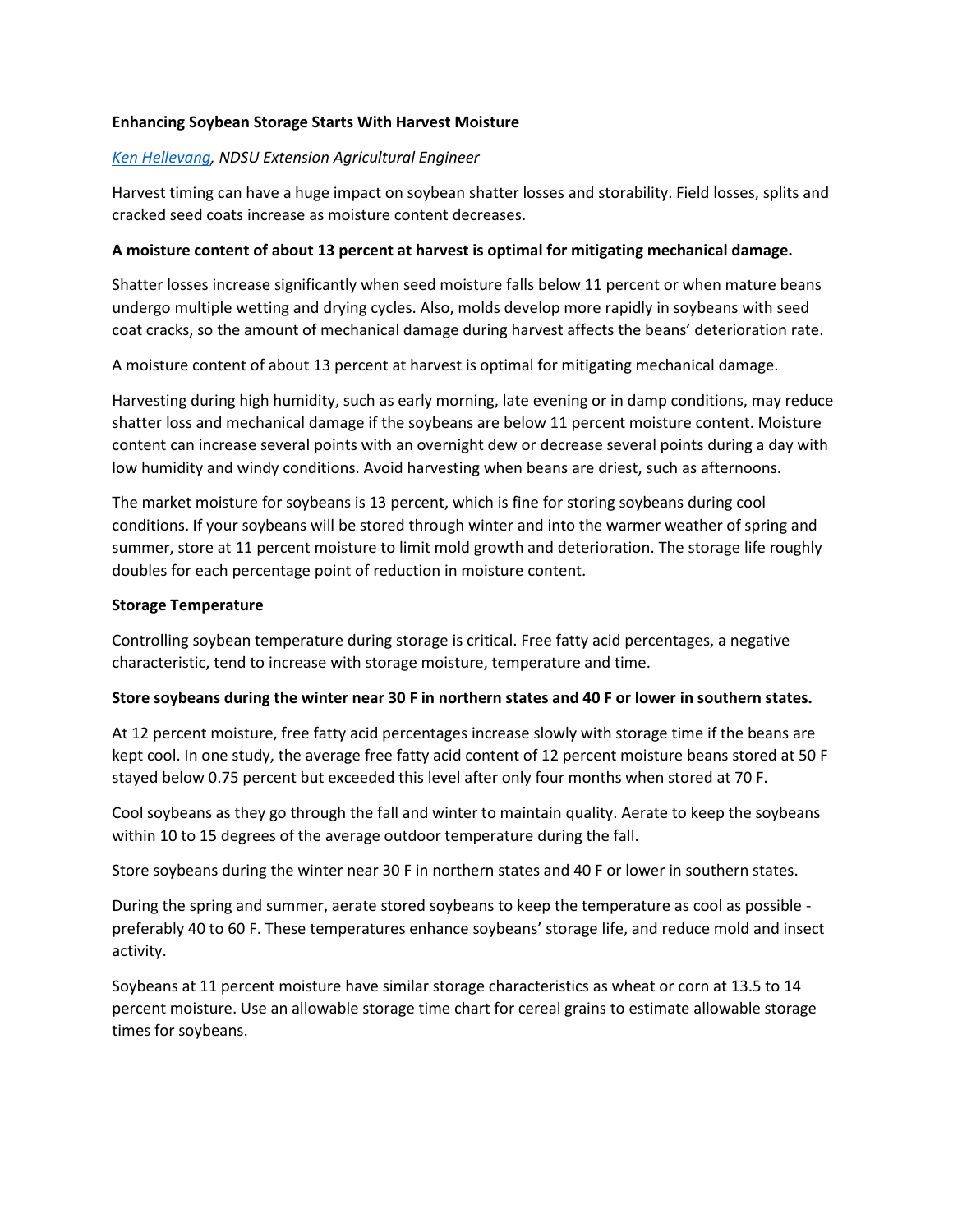**Enhancing Soybean Storage Starts With Harvest Moisture**

*[Ken Hellevang](), NDSU Extension Agricultural Engineer*

Harvest timing can have a huge impact on soybean shatter losses and storability. Field losses, splits and cracked seed coats increase as moisture content decreases.

**A moisture content of about 13 percent at harvest is optimal for mitigating mechanical damage.**

Shatter losses increase significantly when seed moisture falls below 11 percent or when mature beans undergo multiple wetting and drying cycles. Also, molds develop more rapidly in soybeans with seed coat cracks, so the amount of mechanical damage during harvest affects the beans' deterioration rate.

A moisture content of about 13 percent at harvest is optimal for mitigating mechanical damage.

Harvesting during high humidity, such as early morning, late evening or in damp conditions, may reduce shatter loss and mechanical damage if the soybeans are below 11 percent moisture content. Moisture content can increase several points with an overnight dew or decrease several points during a day with low humidity and windy conditions. Avoid harvesting when beans are driest, such as afternoons.

The market moisture for soybeans is 13 percent, which is fine for storing soybeans during cool conditions. If your soybeans will be stored through winter and into the warmer weather of spring and summer, store at 11 percent moisture to limit mold growth and deterioration. The storage life roughly doubles for each percentage point of reduction in moisture content.

**Storage Temperature**

Controlling soybean temperature during storage is critical. Free fatty acid percentages, a negative characteristic, tend to increase with storage moisture, temperature and time.

**Store soybeans during the winter near 30 F in northern states and 40 F or lower in southern states.**

At 12 percent moisture, free fatty acid percentages increase slowly with storage time if the beans are kept cool. In one study, the average free fatty acid content of 12 percent moisture beans stored at 50 F stayed below 0.75 percent but exceeded this level after only four months when stored at 70 F.

Cool soybeans as they go through the fall and winter to maintain quality. Aerate to keep the soybeans within 10 to 15 degrees of the average outdoor temperature during the fall.

Store soybeans during the winter near 30 F in northern states and 40 F or lower in southern states.

During the spring and summer, aerate stored soybeans to keep the temperature as cool as possible - preferably 40 to 60 F. These temperatures enhance soybeans' storage life, and reduce mold and insect activity.

Soybeans at 11 percent moisture have similar storage characteristics as wheat or corn at 13.5 to 14 percent moisture. Use an allowable storage time chart for cereal grains to estimate allowable storage times for soybeans.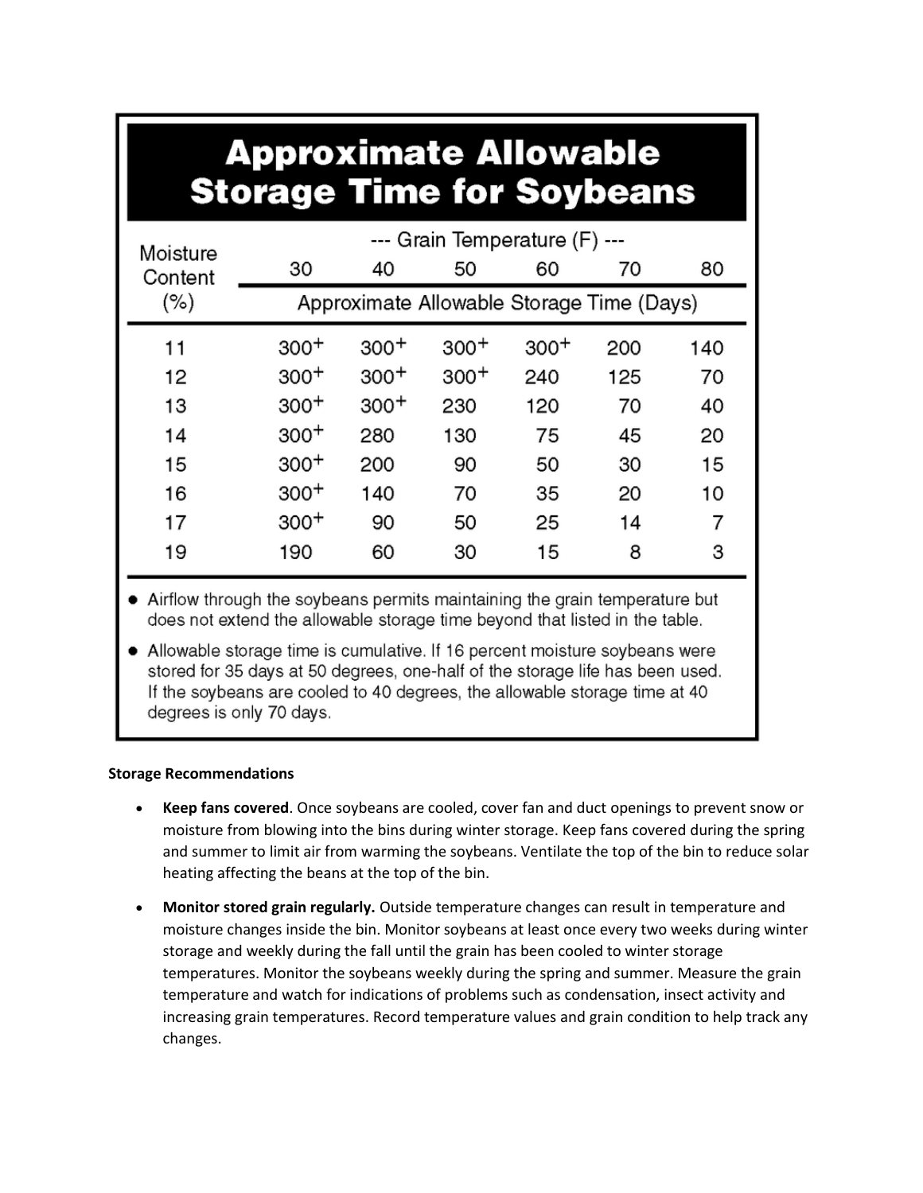## Approximate Allowable Storage Time for Soybeans

| Moisture Content (%) | --- Grain Temperature (F) --- | | | | | |
|---|---|---|---|---|---|---|
| | 30 | 40 | 50 | 60 | 70 | 80 |
| | Approximate Allowable Storage Time (Days) | | | | | |
| 11 | 300+ | 300+ | 300+ | 300+ | 200 | 140 |
| 12 | 300+ | 300+ | 300+ | 240 | 125 | 70 |
| 13 | 300+ | 300+ | 230 | 120 | 70 | 40 |
| 14 | 300+ | 280 | 130 | 75 | 45 | 20 |
| 15 | 300+ | 200 | 90 | 50 | 30 | 15 |
| 16 | 300+ | 140 | 70 | 35 | 20 | 10 |
| 17 | 300+ | 90 | 50 | 25 | 14 | 7 |
| 19 | 190 | 60 | 30 | 15 | 8 | 3 |

- Airflow through the soybeans permits maintaining the grain temperature but does not extend the allowable storage time beyond that listed in the table.
- Allowable storage time is cumulative. If 16 percent moisture soybeans were stored for 35 days at 50 degrees, one-half of the storage life has been used. If the soybeans are cooled to 40 degrees, the allowable storage time at 40 degrees is only 70 days.

**Storage Recommendations**

- **Keep fans covered**. Once soybeans are cooled, cover fan and duct openings to prevent snow or moisture from blowing into the bins during winter storage. Keep fans covered during the spring and summer to limit air from warming the soybeans. Ventilate the top of the bin to reduce solar heating affecting the beans at the top of the bin.
- **Monitor stored grain regularly.** Outside temperature changes can result in temperature and moisture changes inside the bin. Monitor soybeans at least once every two weeks during winter storage and weekly during the fall until the grain has been cooled to winter storage temperatures. Monitor the soybeans weekly during the spring and summer. Measure the grain temperature and watch for indications of problems such as condensation, insect activity and increasing grain temperatures. Record temperature values and grain condition to help track any changes.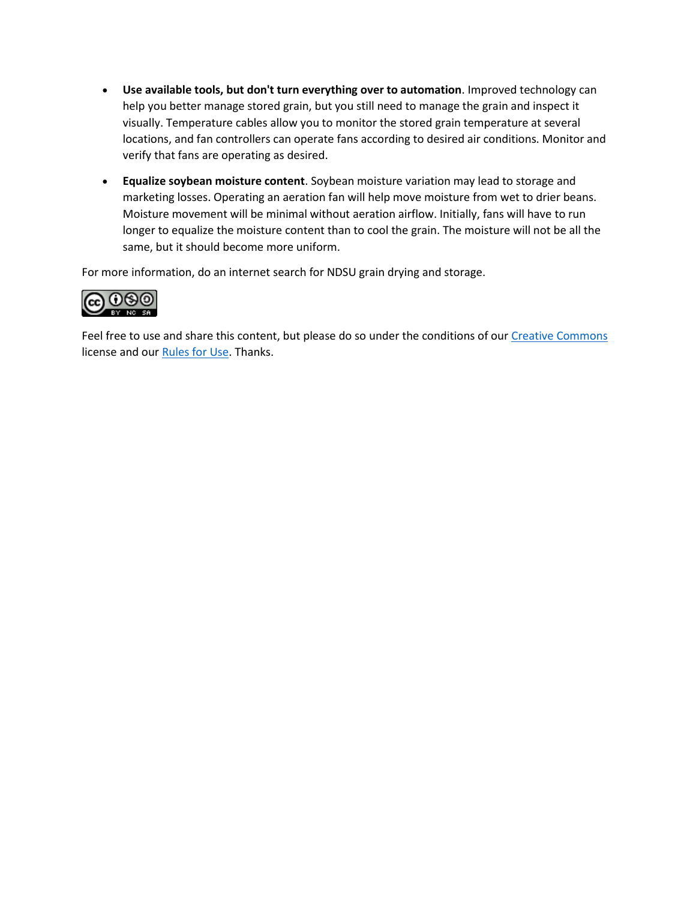- **Use available tools, but don't turn everything over to automation**. Improved technology can help you better manage stored grain, but you still need to manage the grain and inspect it visually. Temperature cables allow you to monitor the stored grain temperature at several locations, and fan controllers can operate fans according to desired air conditions. Monitor and verify that fans are operating as desired.
- **Equalize soybean moisture content**. Soybean moisture variation may lead to storage and marketing losses. Operating an aeration fan will help move moisture from wet to drier beans. Moisture movement will be minimal without aeration airflow. Initially, fans will have to run longer to equalize the moisture content than to cool the grain. The moisture will not be all the same, but it should become more uniform.

For more information, do an internet search for NDSU grain drying and storage.

Feel free to use and share this content, but please do so under the conditions of our Creative Commons license and our Rules for Use. Thanks.